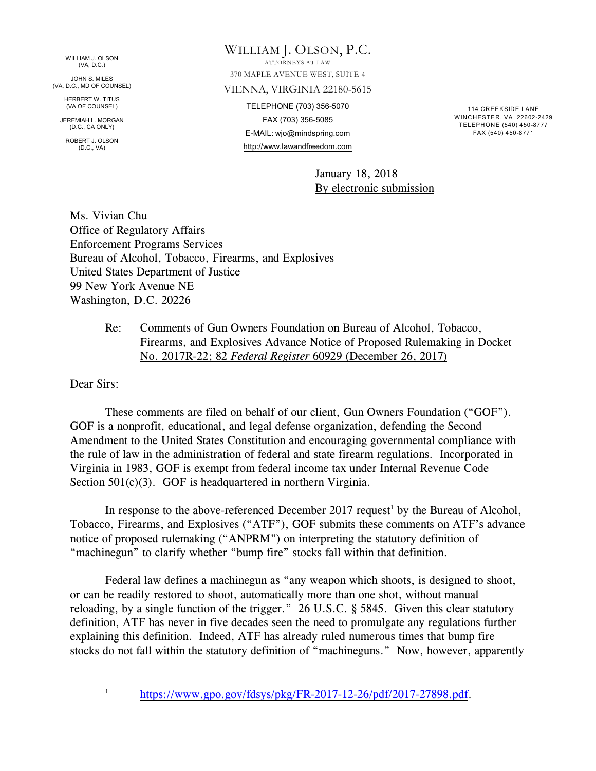WILLIAM J. OLSON
(VA, D.C.)

JOHN S. MILES
(VA, D.C., MD OF COUNSEL)

HERBERT W. TITUS
(VA OF COUNSEL)

JEREMIAH L. MORGAN
(D.C., CA ONLY)

ROBERT J. OLSON
(D.C., VA)

# WILLIAM J. OLSON, P.C.

ATTORNEYS AT LAW

370 MAPLE AVENUE WEST, SUITE 4

VIENNA, VIRGINIA 22180-5615

TELEPHONE (703) 356-5070

FAX (703) 356-5085

E-MAIL: wjo@mindspring.com

http://www.lawandfreedom.com

114 CREEKSIDE LANE
WINCHESTER, VA 22602-2429
TELEPHONE (540) 450-8777
FAX (540) 450-8771

January 18, 2018
By electronic submission

Ms. Vivian Chu
Office of Regulatory Affairs
Enforcement Programs Services
Bureau of Alcohol, Tobacco, Firearms, and Explosives
United States Department of Justice
99 New York Avenue NE
Washington, D.C. 20226

Re: Comments of Gun Owners Foundation on Bureau of Alcohol, Tobacco, Firearms, and Explosives Advance Notice of Proposed Rulemaking in Docket No. 2017R-22; 82 *Federal Register* 60929 (December 26, 2017)

Dear Sirs:

These comments are filed on behalf of our client, Gun Owners Foundation ("GOF"). GOF is a nonprofit, educational, and legal defense organization, defending the Second Amendment to the United States Constitution and encouraging governmental compliance with the rule of law in the administration of federal and state firearm regulations. Incorporated in Virginia in 1983, GOF is exempt from federal income tax under Internal Revenue Code Section 501(c)(3). GOF is headquartered in northern Virginia.

In response to the above-referenced December 2017 request[1] by the Bureau of Alcohol, Tobacco, Firearms, and Explosives ("ATF"), GOF submits these comments on ATF's advance notice of proposed rulemaking ("ANPRM") on interpreting the statutory definition of "machinegun" to clarify whether "bump fire" stocks fall within that definition.

Federal law defines a machinegun as "any weapon which shoots, is designed to shoot, or can be readily restored to shoot, automatically more than one shot, without manual reloading, by a single function of the trigger." 26 U.S.C. § 5845. Given this clear statutory definition, ATF has never in five decades seen the need to promulgate any regulations further explaining this definition. Indeed, ATF has already ruled numerous times that bump fire stocks do not fall within the statutory definition of "machineguns." Now, however, apparently

[1] https://www.gpo.gov/fdsys/pkg/FR-2017-12-26/pdf/2017-27898.pdf.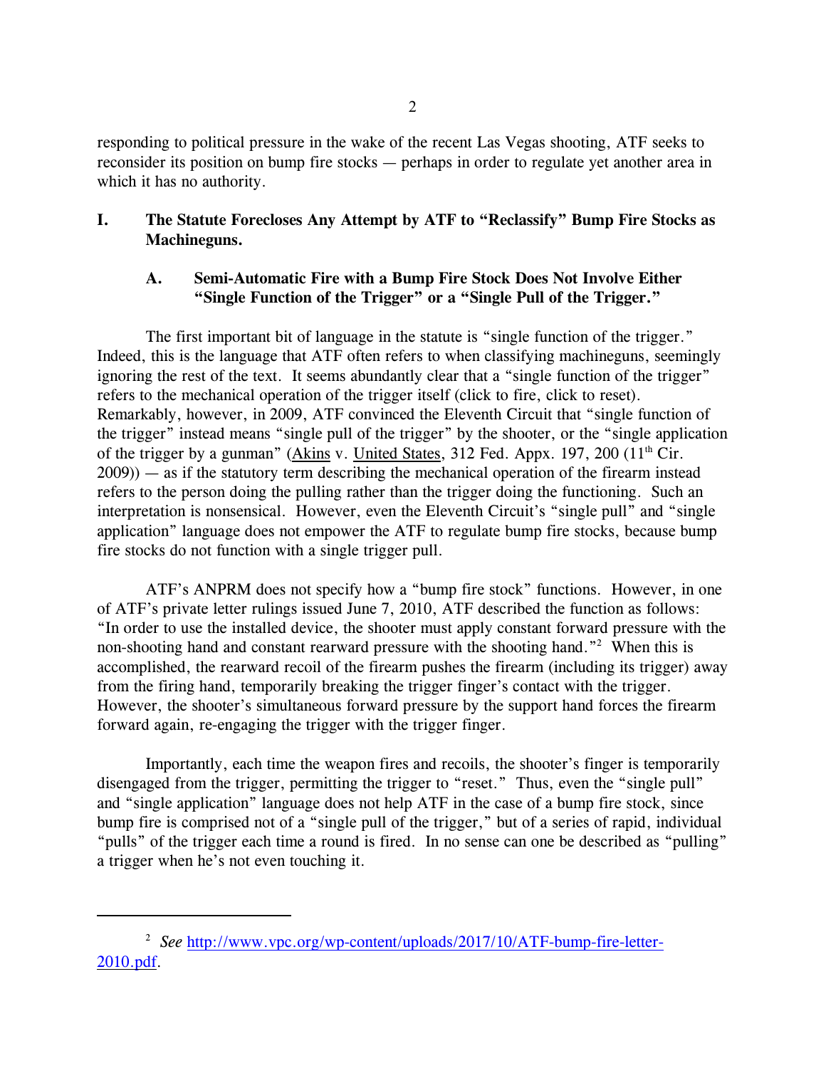responding to political pressure in the wake of the recent Las Vegas shooting, ATF seeks to reconsider its position on bump fire stocks — perhaps in order to regulate yet another area in which it has no authority.

## I. The Statute Forecloses Any Attempt by ATF to "Reclassify" Bump Fire Stocks as Machineguns.

### A. Semi-Automatic Fire with a Bump Fire Stock Does Not Involve Either "Single Function of the Trigger" or a "Single Pull of the Trigger."

The first important bit of language in the statute is "single function of the trigger." Indeed, this is the language that ATF often refers to when classifying machineguns, seemingly ignoring the rest of the text. It seems abundantly clear that a "single function of the trigger" refers to the mechanical operation of the trigger itself (click to fire, click to reset). Remarkably, however, in 2009, ATF convinced the Eleventh Circuit that "single function of the trigger" instead means "single pull of the trigger" by the shooter, or the "single application of the trigger by a gunman" (Akins v. United States, 312 Fed. Appx. 197, 200 (11th Cir. 2009)) — as if the statutory term describing the mechanical operation of the firearm instead refers to the person doing the pulling rather than the trigger doing the functioning. Such an interpretation is nonsensical. However, even the Eleventh Circuit's "single pull" and "single application" language does not empower the ATF to regulate bump fire stocks, because bump fire stocks do not function with a single trigger pull.

ATF's ANPRM does not specify how a "bump fire stock" functions. However, in one of ATF's private letter rulings issued June 7, 2010, ATF described the function as follows: "In order to use the installed device, the shooter must apply constant forward pressure with the non-shooting hand and constant rearward pressure with the shooting hand."[2] When this is accomplished, the rearward recoil of the firearm pushes the firearm (including its trigger) away from the firing hand, temporarily breaking the trigger finger's contact with the trigger. However, the shooter's simultaneous forward pressure by the support hand forces the firearm forward again, re-engaging the trigger with the trigger finger.

Importantly, each time the weapon fires and recoils, the shooter's finger is temporarily disengaged from the trigger, permitting the trigger to "reset." Thus, even the "single pull" and "single application" language does not help ATF in the case of a bump fire stock, since bump fire is comprised not of a "single pull of the trigger," but of a series of rapid, individual "pulls" of the trigger each time a round is fired. In no sense can one be described as "pulling" a trigger when he's not even touching it.

---

[2] *See* http://www.vpc.org/wp-content/uploads/2017/10/ATF-bump-fire-letter-2010.pdf.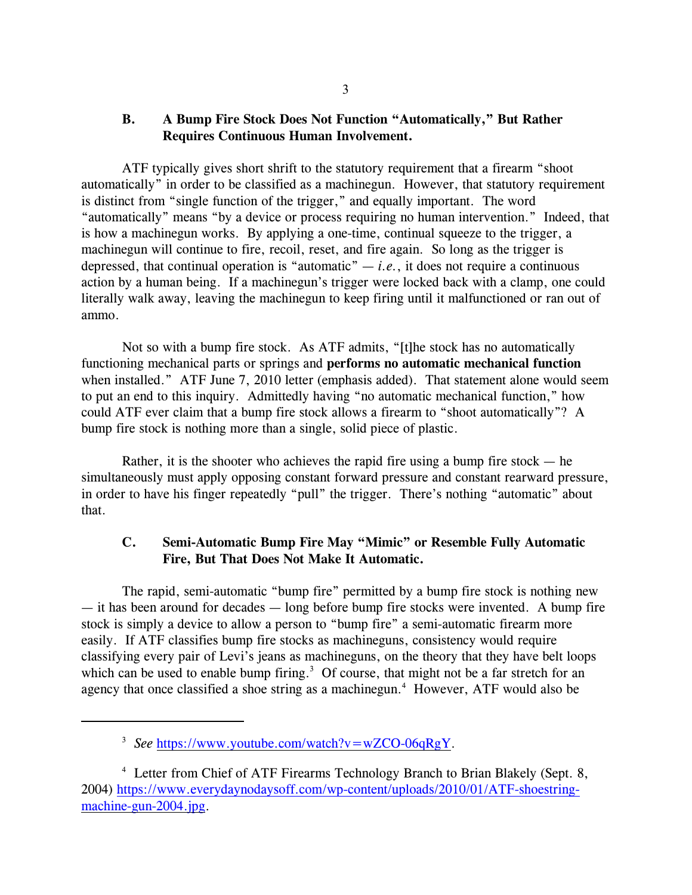### B. A Bump Fire Stock Does Not Function "Automatically," But Rather Requires Continuous Human Involvement.

ATF typically gives short shrift to the statutory requirement that a firearm "shoot automatically" in order to be classified as a machinegun. However, that statutory requirement is distinct from "single function of the trigger," and equally important. The word "automatically" means "by a device or process requiring no human intervention." Indeed, that is how a machinegun works. By applying a one-time, continual squeeze to the trigger, a machinegun will continue to fire, recoil, reset, and fire again. So long as the trigger is depressed, that continual operation is "automatic" — *i.e.*, it does not require a continuous action by a human being. If a machinegun's trigger were locked back with a clamp, one could literally walk away, leaving the machinegun to keep firing until it malfunctioned or ran out of ammo.

Not so with a bump fire stock. As ATF admits, "[t]he stock has no automatically functioning mechanical parts or springs and **performs no automatic mechanical function** when installed." ATF June 7, 2010 letter (emphasis added). That statement alone would seem to put an end to this inquiry. Admittedly having "no automatic mechanical function," how could ATF ever claim that a bump fire stock allows a firearm to "shoot automatically"? A bump fire stock is nothing more than a single, solid piece of plastic.

Rather, it is the shooter who achieves the rapid fire using a bump fire stock — he simultaneously must apply opposing constant forward pressure and constant rearward pressure, in order to have his finger repeatedly "pull" the trigger. There's nothing "automatic" about that.

### C. Semi-Automatic Bump Fire May "Mimic" or Resemble Fully Automatic Fire, But That Does Not Make It Automatic.

The rapid, semi-automatic "bump fire" permitted by a bump fire stock is nothing new — it has been around for decades — long before bump fire stocks were invented. A bump fire stock is simply a device to allow a person to "bump fire" a semi-automatic firearm more easily. If ATF classifies bump fire stocks as machineguns, consistency would require classifying every pair of Levi's jeans as machineguns, on the theory that they have belt loops which can be used to enable bump firing.[3] Of course, that might not be a far stretch for an agency that once classified a shoe string as a machinegun.[4] However, ATF would also be

---

[3] *See* https://www.youtube.com/watch?v=wZCO-06qRgY.

[4] Letter from Chief of ATF Firearms Technology Branch to Brian Blakely (Sept. 8, 2004) https://www.everydaynodaysoff.com/wp-content/uploads/2010/01/ATF-shoestring-machine-gun-2004.jpg.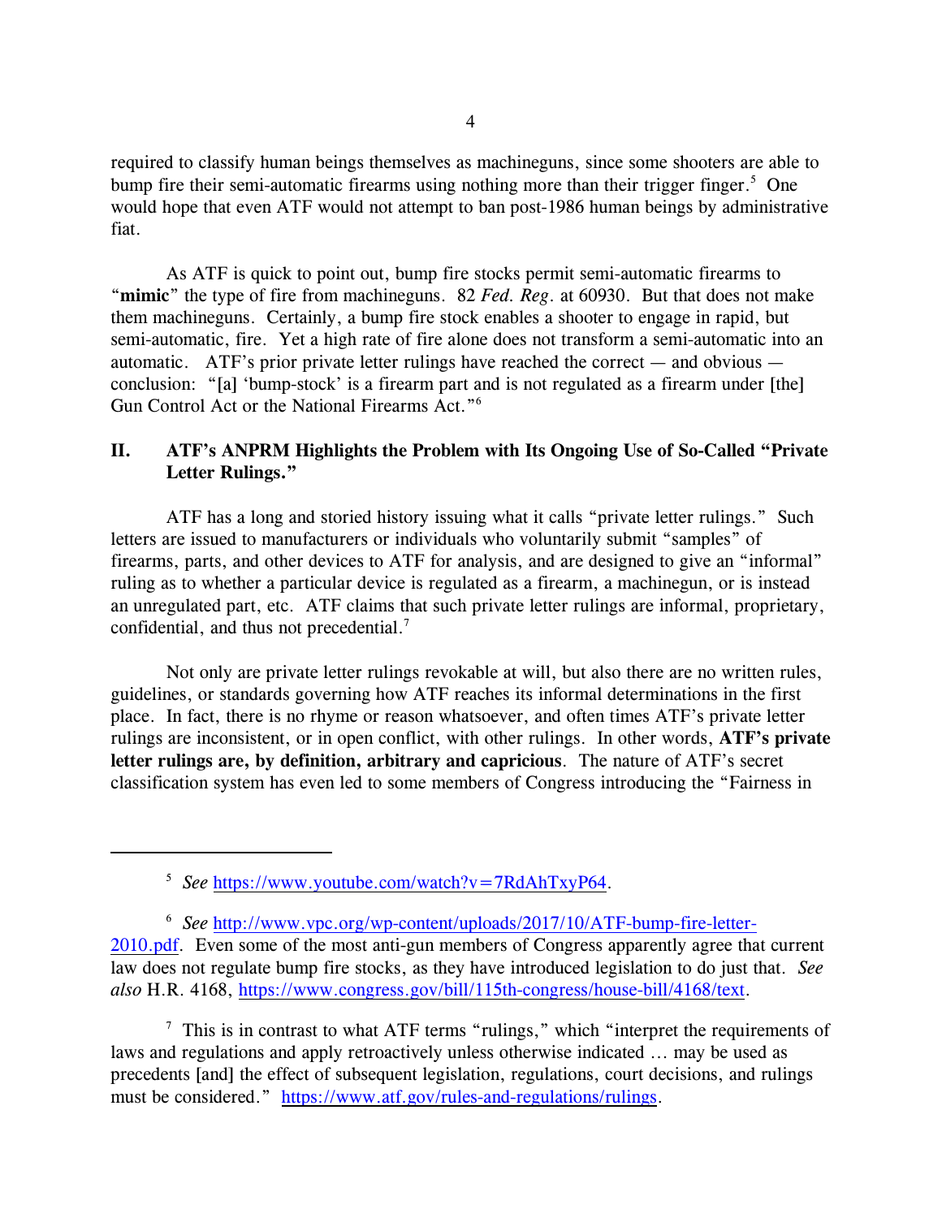required to classify human beings themselves as machineguns, since some shooters are able to bump fire their semi-automatic firearms using nothing more than their trigger finger.[5] One would hope that even ATF would not attempt to ban post-1986 human beings by administrative fiat.

As ATF is quick to point out, bump fire stocks permit semi-automatic firearms to "**mimic**" the type of fire from machineguns. 82 *Fed. Reg.* at 60930. But that does not make them machineguns. Certainly, a bump fire stock enables a shooter to engage in rapid, but semi-automatic, fire. Yet a high rate of fire alone does not transform a semi-automatic into an automatic. ATF's prior private letter rulings have reached the correct — and obvious — conclusion: "[a] 'bump-stock' is a firearm part and is not regulated as a firearm under [the] Gun Control Act or the National Firearms Act."[6]

## II. ATF's ANPRM Highlights the Problem with Its Ongoing Use of So-Called "Private Letter Rulings."

ATF has a long and storied history issuing what it calls "private letter rulings." Such letters are issued to manufacturers or individuals who voluntarily submit "samples" of firearms, parts, and other devices to ATF for analysis, and are designed to give an "informal" ruling as to whether a particular device is regulated as a firearm, a machinegun, or is instead an unregulated part, etc. ATF claims that such private letter rulings are informal, proprietary, confidential, and thus not precedential.[7]

Not only are private letter rulings revokable at will, but also there are no written rules, guidelines, or standards governing how ATF reaches its informal determinations in the first place. In fact, there is no rhyme or reason whatsoever, and often times ATF's private letter rulings are inconsistent, or in open conflict, with other rulings. In other words, **ATF's private letter rulings are, by definition, arbitrary and capricious**. The nature of ATF's secret classification system has even led to some members of Congress introducing the "Fairness in

---

[5] *See* https://www.youtube.com/watch?v=7RdAhTxyP64.

[6] *See* http://www.vpc.org/wp-content/uploads/2017/10/ATF-bump-fire-letter-2010.pdf. Even some of the most anti-gun members of Congress apparently agree that current law does not regulate bump fire stocks, as they have introduced legislation to do just that. *See also* H.R. 4168, https://www.congress.gov/bill/115th-congress/house-bill/4168/text.

[7] This is in contrast to what ATF terms "rulings," which "interpret the requirements of laws and regulations and apply retroactively unless otherwise indicated … may be used as precedents [and] the effect of subsequent legislation, regulations, court decisions, and rulings must be considered." https://www.atf.gov/rules-and-regulations/rulings.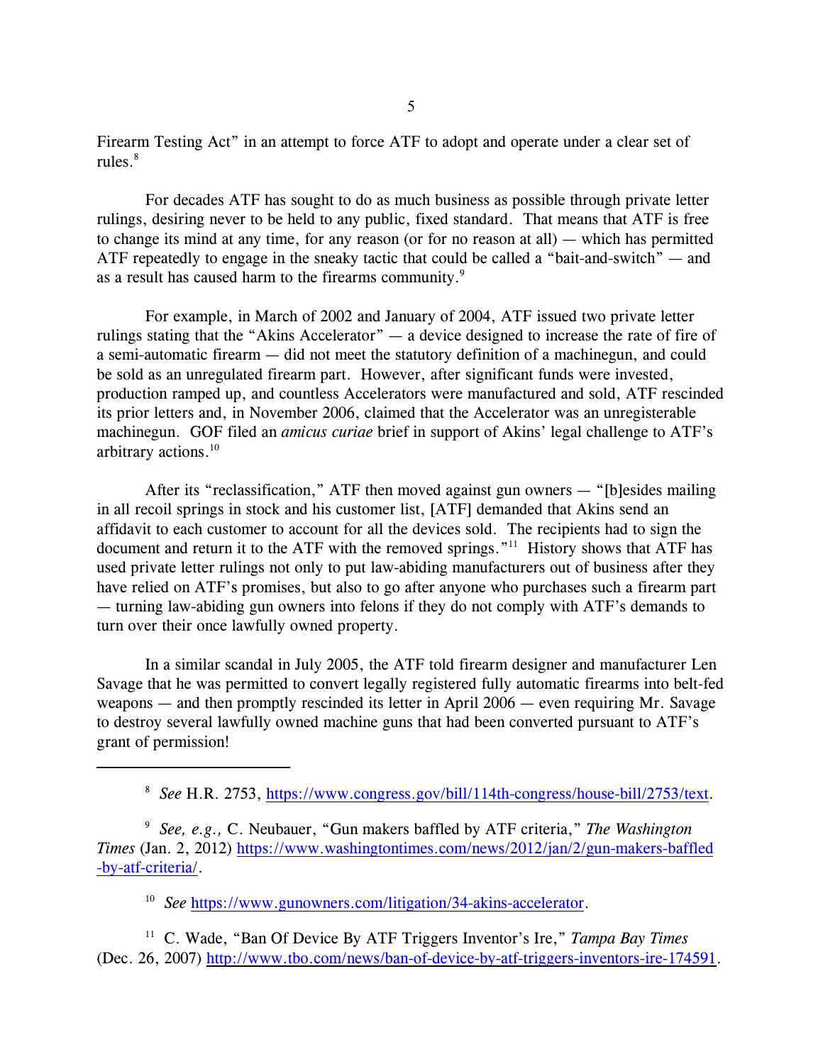Firearm Testing Act" in an attempt to force ATF to adopt and operate under a clear set of rules.[8]

For decades ATF has sought to do as much business as possible through private letter rulings, desiring never to be held to any public, fixed standard. That means that ATF is free to change its mind at any time, for any reason (or for no reason at all) — which has permitted ATF repeatedly to engage in the sneaky tactic that could be called a "bait-and-switch" — and as a result has caused harm to the firearms community.[9]

For example, in March of 2002 and January of 2004, ATF issued two private letter rulings stating that the "Akins Accelerator" — a device designed to increase the rate of fire of a semi-automatic firearm — did not meet the statutory definition of a machinegun, and could be sold as an unregulated firearm part. However, after significant funds were invested, production ramped up, and countless Accelerators were manufactured and sold, ATF rescinded its prior letters and, in November 2006, claimed that the Accelerator was an unregisterable machinegun. GOF filed an *amicus curiae* brief in support of Akins' legal challenge to ATF's arbitrary actions.[10]

After its "reclassification," ATF then moved against gun owners — "[b]esides mailing in all recoil springs in stock and his customer list, [ATF] demanded that Akins send an affidavit to each customer to account for all the devices sold. The recipients had to sign the document and return it to the ATF with the removed springs."[11] History shows that ATF has used private letter rulings not only to put law-abiding manufacturers out of business after they have relied on ATF's promises, but also to go after anyone who purchases such a firearm part — turning law-abiding gun owners into felons if they do not comply with ATF's demands to turn over their once lawfully owned property.

In a similar scandal in July 2005, the ATF told firearm designer and manufacturer Len Savage that he was permitted to convert legally registered fully automatic firearms into belt-fed weapons — and then promptly rescinded its letter in April 2006 — even requiring Mr. Savage to destroy several lawfully owned machine guns that had been converted pursuant to ATF's grant of permission!

---

[8] *See* H.R. 2753, https://www.congress.gov/bill/114th-congress/house-bill/2753/text.

[9] *See, e.g.,* C. Neubauer, "Gun makers baffled by ATF criteria," *The Washington Times* (Jan. 2, 2012) https://www.washingtontimes.com/news/2012/jan/2/gun-makers-baffled-by-atf-criteria/.

[10] *See* https://www.gunowners.com/litigation/34-akins-accelerator.

[11] C. Wade, "Ban Of Device By ATF Triggers Inventor's Ire," *Tampa Bay Times* (Dec. 26, 2007) http://www.tbo.com/news/ban-of-device-by-atf-triggers-inventors-ire-174591.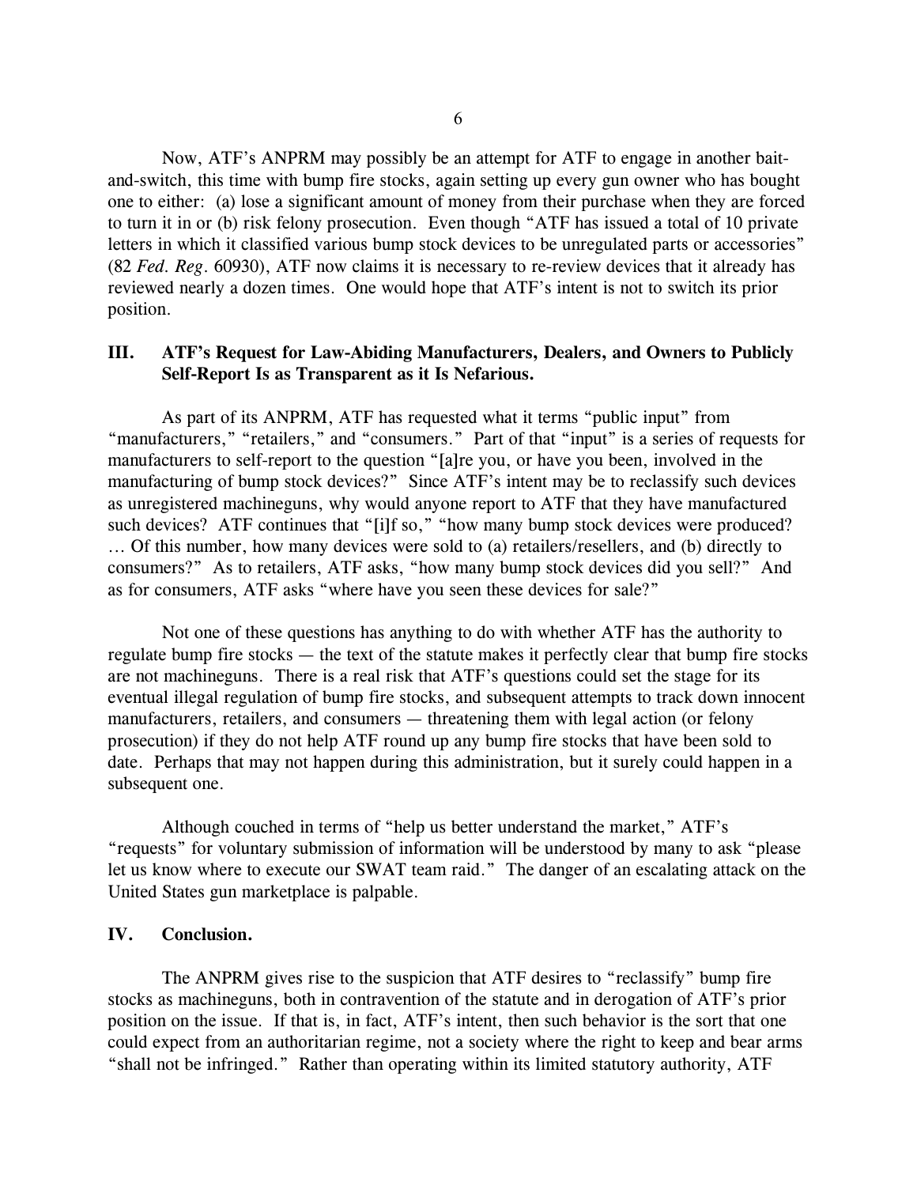Now, ATF's ANPRM may possibly be an attempt for ATF to engage in another bait-and-switch, this time with bump fire stocks, again setting up every gun owner who has bought one to either: (a) lose a significant amount of money from their purchase when they are forced to turn it in or (b) risk felony prosecution. Even though "ATF has issued a total of 10 private letters in which it classified various bump stock devices to be unregulated parts or accessories" (82 *Fed. Reg.* 60930), ATF now claims it is necessary to re-review devices that it already has reviewed nearly a dozen times. One would hope that ATF's intent is not to switch its prior position.

## III. ATF's Request for Law-Abiding Manufacturers, Dealers, and Owners to Publicly Self-Report Is as Transparent as it Is Nefarious.

As part of its ANPRM, ATF has requested what it terms "public input" from "manufacturers," "retailers," and "consumers." Part of that "input" is a series of requests for manufacturers to self-report to the question "[a]re you, or have you been, involved in the manufacturing of bump stock devices?" Since ATF's intent may be to reclassify such devices as unregistered machineguns, why would anyone report to ATF that they have manufactured such devices? ATF continues that "[i]f so," "how many bump stock devices were produced? … Of this number, how many devices were sold to (a) retailers/resellers, and (b) directly to consumers?" As to retailers, ATF asks, "how many bump stock devices did you sell?" And as for consumers, ATF asks "where have you seen these devices for sale?"

Not one of these questions has anything to do with whether ATF has the authority to regulate bump fire stocks — the text of the statute makes it perfectly clear that bump fire stocks are not machineguns. There is a real risk that ATF's questions could set the stage for its eventual illegal regulation of bump fire stocks, and subsequent attempts to track down innocent manufacturers, retailers, and consumers — threatening them with legal action (or felony prosecution) if they do not help ATF round up any bump fire stocks that have been sold to date. Perhaps that may not happen during this administration, but it surely could happen in a subsequent one.

Although couched in terms of "help us better understand the market," ATF's "requests" for voluntary submission of information will be understood by many to ask "please let us know where to execute our SWAT team raid." The danger of an escalating attack on the United States gun marketplace is palpable.

## IV. Conclusion.

The ANPRM gives rise to the suspicion that ATF desires to "reclassify" bump fire stocks as machineguns, both in contravention of the statute and in derogation of ATF's prior position on the issue. If that is, in fact, ATF's intent, then such behavior is the sort that one could expect from an authoritarian regime, not a society where the right to keep and bear arms "shall not be infringed." Rather than operating within its limited statutory authority, ATF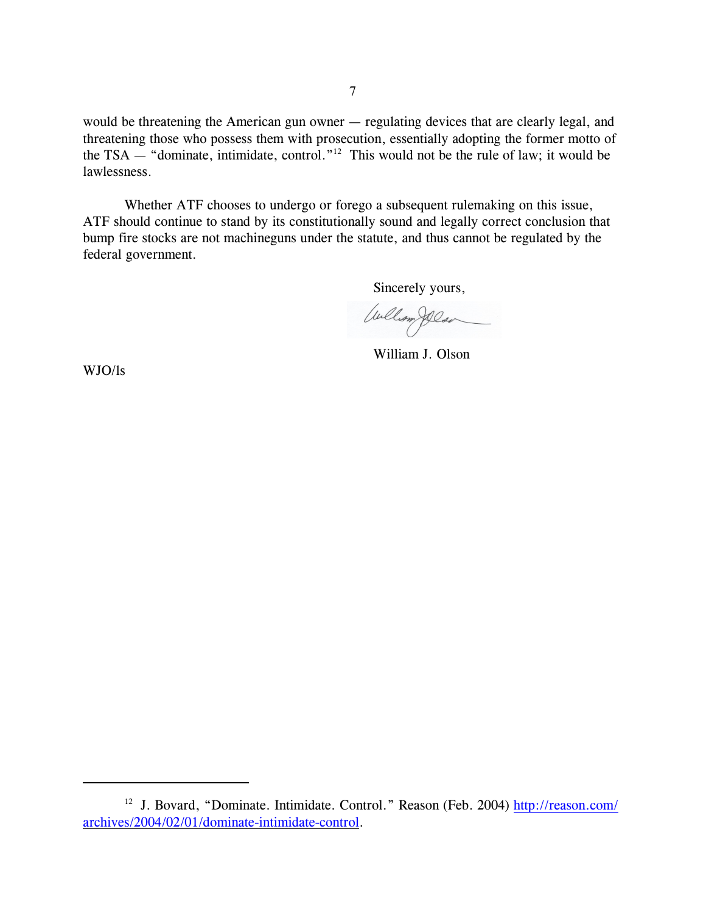would be threatening the American gun owner — regulating devices that are clearly legal, and threatening those who possess them with prosecution, essentially adopting the former motto of the TSA — "dominate, intimidate, control."[12] This would not be the rule of law; it would be lawlessness.

Whether ATF chooses to undergo or forego a subsequent rulemaking on this issue, ATF should continue to stand by its constitutionally sound and legally correct conclusion that bump fire stocks are not machineguns under the statute, and thus cannot be regulated by the federal government.

Sincerely yours,

William J. Olson

WJO/ls

---

[12] J. Bovard, "Dominate. Intimidate. Control." Reason (Feb. 2004) http://reason.com/archives/2004/02/01/dominate-intimidate-control.